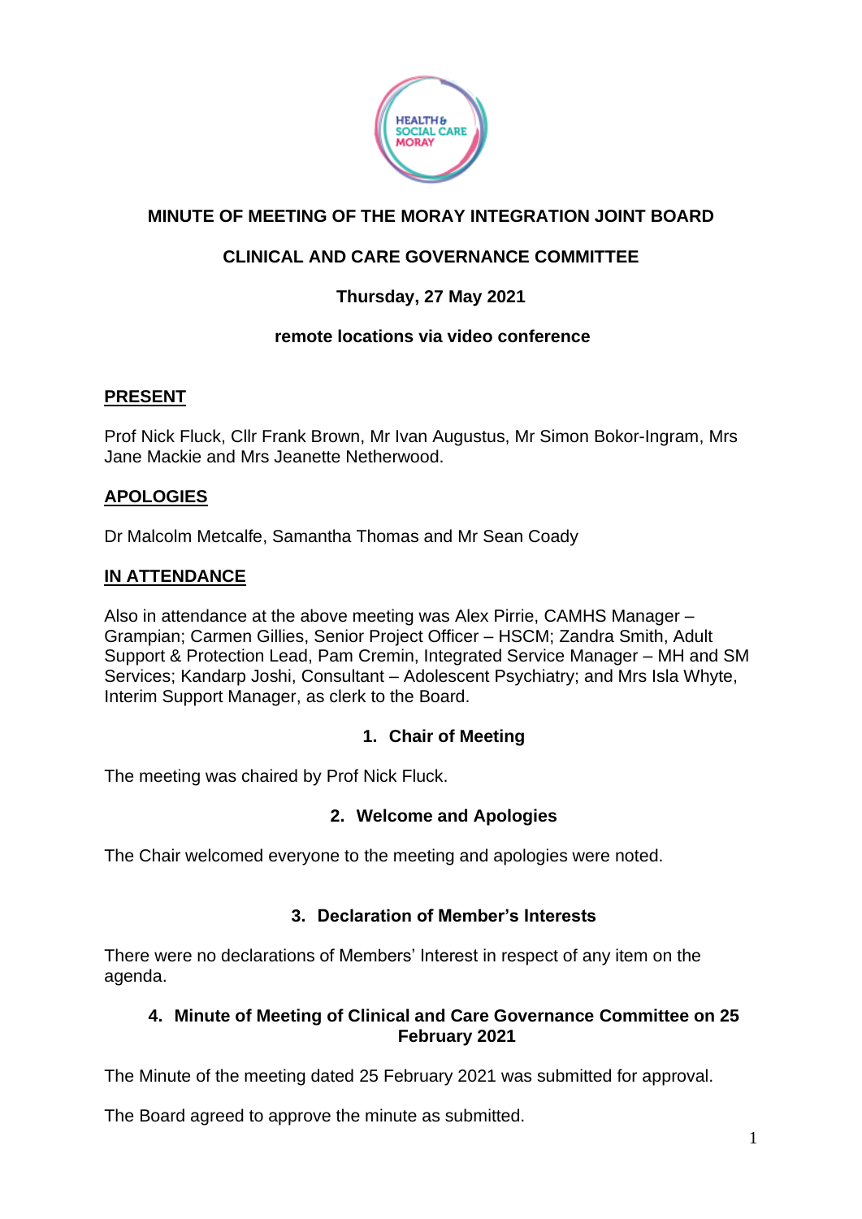# MINUTE OF MEETING OF THE MORAY INTEGRATION JOINT BOARD

## CLINICAL AND CARE GOVERNANCE COMMITTEE

**Thursday, 27 May 2021**

**remote locations via video conference**

**PRESENT**

Prof Nick Fluck, Cllr Frank Brown, Mr Ivan Augustus, Mr Simon Bokor-Ingram, Mrs Jane Mackie and Mrs Jeanette Netherwood.

**APOLOGIES**

Dr Malcolm Metcalfe, Samantha Thomas and Mr Sean Coady

**IN ATTENDANCE**

Also in attendance at the above meeting was Alex Pirrie, CAMHS Manager – Grampian; Carmen Gillies, Senior Project Officer – HSCM; Zandra Smith, Adult Support & Protection Lead, Pam Cremin, Integrated Service Manager – MH and SM Services; Kandarp Joshi, Consultant – Adolescent Psychiatry; and Mrs Isla Whyte, Interim Support Manager, as clerk to the Board.

### 1. Chair of Meeting

The meeting was chaired by Prof Nick Fluck.

### 2. Welcome and Apologies

The Chair welcomed everyone to the meeting and apologies were noted.

### 3. Declaration of Member's Interests

There were no declarations of Members' Interest in respect of any item on the agenda.

### 4. Minute of Meeting of Clinical and Care Governance Committee on 25 February 2021

The Minute of the meeting dated 25 February 2021 was submitted for approval.

The Board agreed to approve the minute as submitted.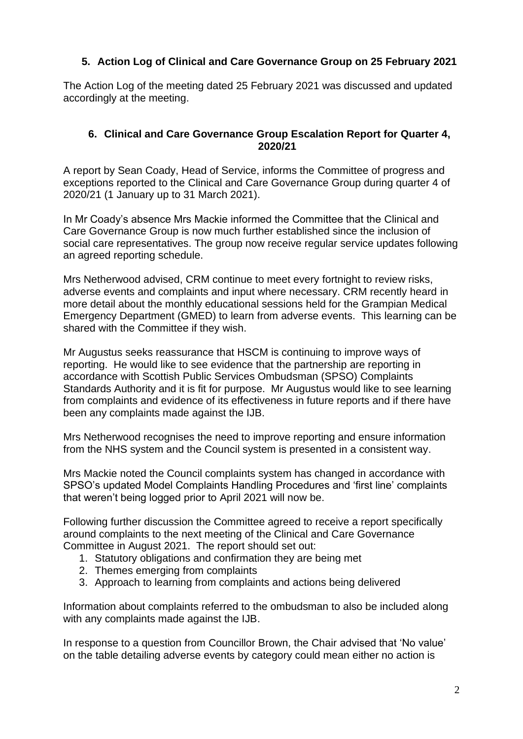## 5. Action Log of Clinical and Care Governance Group on 25 February 2021

The Action Log of the meeting dated 25 February 2021 was discussed and updated accordingly at the meeting.

## 6. Clinical and Care Governance Group Escalation Report for Quarter 4, 2020/21

A report by Sean Coady, Head of Service, informs the Committee of progress and exceptions reported to the Clinical and Care Governance Group during quarter 4 of 2020/21 (1 January up to 31 March 2021).

In Mr Coady's absence Mrs Mackie informed the Committee that the Clinical and Care Governance Group is now much further established since the inclusion of social care representatives. The group now receive regular service updates following an agreed reporting schedule.

Mrs Netherwood advised, CRM continue to meet every fortnight to review risks, adverse events and complaints and input where necessary. CRM recently heard in more detail about the monthly educational sessions held for the Grampian Medical Emergency Department (GMED) to learn from adverse events. This learning can be shared with the Committee if they wish.

Mr Augustus seeks reassurance that HSCM is continuing to improve ways of reporting. He would like to see evidence that the partnership are reporting in accordance with Scottish Public Services Ombudsman (SPSO) Complaints Standards Authority and it is fit for purpose. Mr Augustus would like to see learning from complaints and evidence of its effectiveness in future reports and if there have been any complaints made against the IJB.

Mrs Netherwood recognises the need to improve reporting and ensure information from the NHS system and the Council system is presented in a consistent way.

Mrs Mackie noted the Council complaints system has changed in accordance with SPSO's updated Model Complaints Handling Procedures and 'first line' complaints that weren't being logged prior to April 2021 will now be.

Following further discussion the Committee agreed to receive a report specifically around complaints to the next meeting of the Clinical and Care Governance Committee in August 2021. The report should set out:

1. Statutory obligations and confirmation they are being met
2. Themes emerging from complaints
3. Approach to learning from complaints and actions being delivered

Information about complaints referred to the ombudsman to also be included along with any complaints made against the IJB.

In response to a question from Councillor Brown, the Chair advised that 'No value' on the table detailing adverse events by category could mean either no action is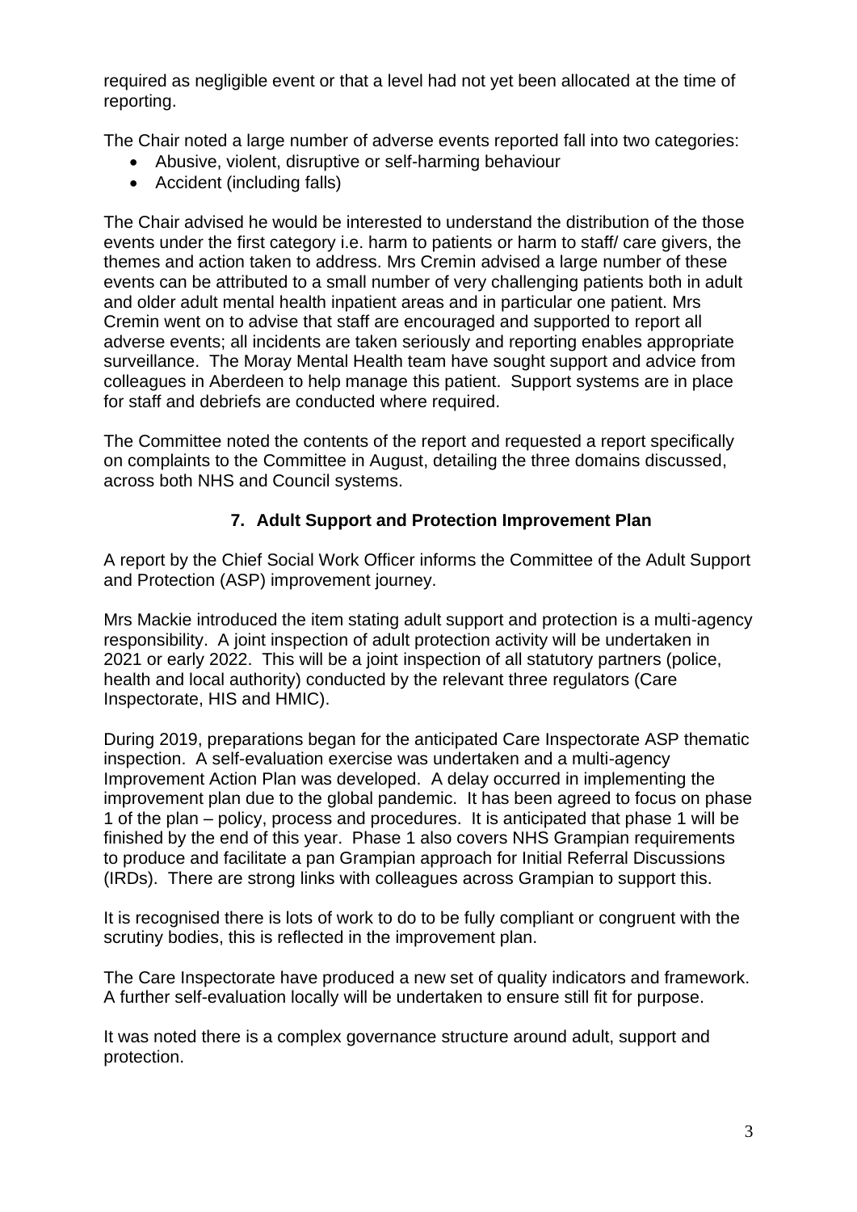required as negligible event or that a level had not yet been allocated at the time of reporting.

The Chair noted a large number of adverse events reported fall into two categories:

- Abusive, violent, disruptive or self-harming behaviour
- Accident (including falls)

The Chair advised he would be interested to understand the distribution of the those events under the first category i.e. harm to patients or harm to staff/ care givers, the themes and action taken to address. Mrs Cremin advised a large number of these events can be attributed to a small number of very challenging patients both in adult and older adult mental health inpatient areas and in particular one patient. Mrs Cremin went on to advise that staff are encouraged and supported to report all adverse events; all incidents are taken seriously and reporting enables appropriate surveillance. The Moray Mental Health team have sought support and advice from colleagues in Aberdeen to help manage this patient. Support systems are in place for staff and debriefs are conducted where required.

The Committee noted the contents of the report and requested a report specifically on complaints to the Committee in August, detailing the three domains discussed, across both NHS and Council systems.

## 7. Adult Support and Protection Improvement Plan

A report by the Chief Social Work Officer informs the Committee of the Adult Support and Protection (ASP) improvement journey.

Mrs Mackie introduced the item stating adult support and protection is a multi-agency responsibility. A joint inspection of adult protection activity will be undertaken in 2021 or early 2022. This will be a joint inspection of all statutory partners (police, health and local authority) conducted by the relevant three regulators (Care Inspectorate, HIS and HMIC).

During 2019, preparations began for the anticipated Care Inspectorate ASP thematic inspection. A self-evaluation exercise was undertaken and a multi-agency Improvement Action Plan was developed. A delay occurred in implementing the improvement plan due to the global pandemic. It has been agreed to focus on phase 1 of the plan – policy, process and procedures. It is anticipated that phase 1 will be finished by the end of this year. Phase 1 also covers NHS Grampian requirements to produce and facilitate a pan Grampian approach for Initial Referral Discussions (IRDs). There are strong links with colleagues across Grampian to support this.

It is recognised there is lots of work to do to be fully compliant or congruent with the scrutiny bodies, this is reflected in the improvement plan.

The Care Inspectorate have produced a new set of quality indicators and framework. A further self-evaluation locally will be undertaken to ensure still fit for purpose.

It was noted there is a complex governance structure around adult, support and protection.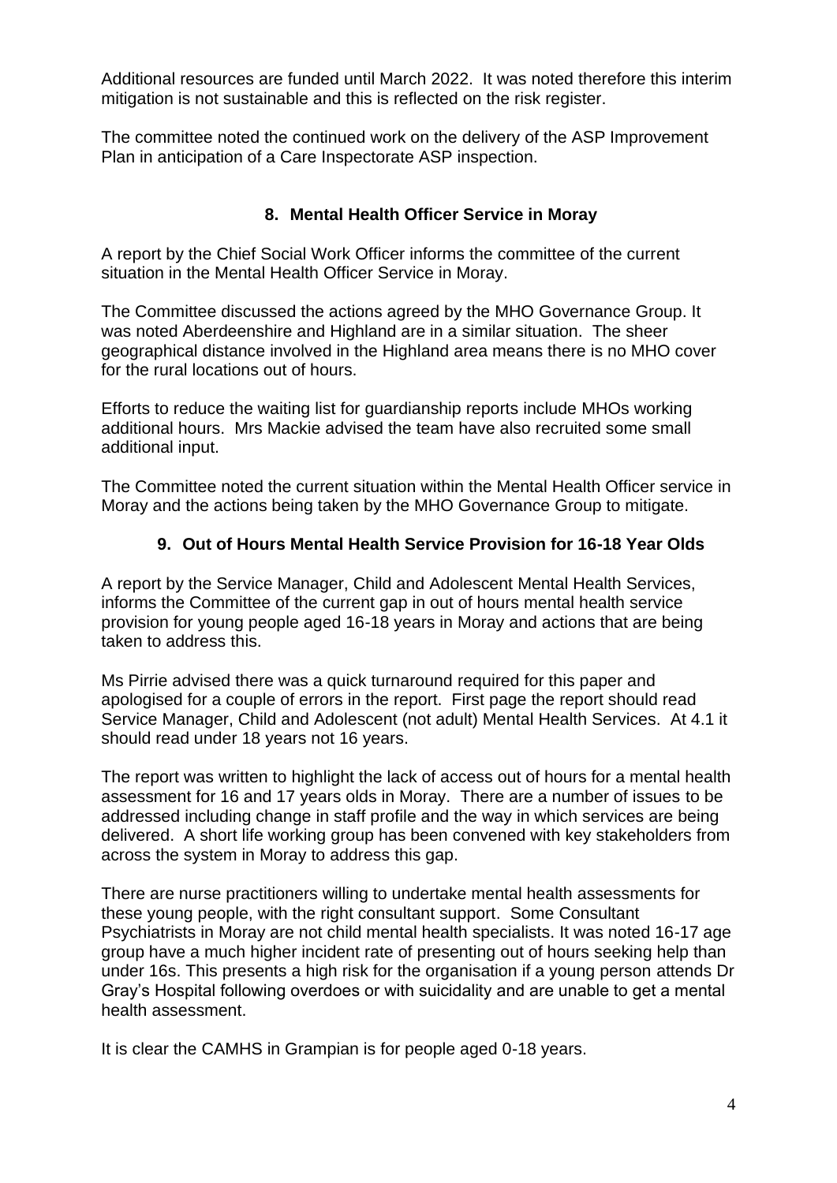Additional resources are funded until March 2022. It was noted therefore this interim mitigation is not sustainable and this is reflected on the risk register.

The committee noted the continued work on the delivery of the ASP Improvement Plan in anticipation of a Care Inspectorate ASP inspection.

## 8. Mental Health Officer Service in Moray

A report by the Chief Social Work Officer informs the committee of the current situation in the Mental Health Officer Service in Moray.

The Committee discussed the actions agreed by the MHO Governance Group. It was noted Aberdeenshire and Highland are in a similar situation. The sheer geographical distance involved in the Highland area means there is no MHO cover for the rural locations out of hours.

Efforts to reduce the waiting list for guardianship reports include MHOs working additional hours. Mrs Mackie advised the team have also recruited some small additional input.

The Committee noted the current situation within the Mental Health Officer service in Moray and the actions being taken by the MHO Governance Group to mitigate.

## 9. Out of Hours Mental Health Service Provision for 16-18 Year Olds

A report by the Service Manager, Child and Adolescent Mental Health Services, informs the Committee of the current gap in out of hours mental health service provision for young people aged 16-18 years in Moray and actions that are being taken to address this.

Ms Pirrie advised there was a quick turnaround required for this paper and apologised for a couple of errors in the report. First page the report should read Service Manager, Child and Adolescent (not adult) Mental Health Services. At 4.1 it should read under 18 years not 16 years.

The report was written to highlight the lack of access out of hours for a mental health assessment for 16 and 17 years olds in Moray. There are a number of issues to be addressed including change in staff profile and the way in which services are being delivered. A short life working group has been convened with key stakeholders from across the system in Moray to address this gap.

There are nurse practitioners willing to undertake mental health assessments for these young people, with the right consultant support. Some Consultant Psychiatrists in Moray are not child mental health specialists. It was noted 16-17 age group have a much higher incident rate of presenting out of hours seeking help than under 16s. This presents a high risk for the organisation if a young person attends Dr Gray's Hospital following overdoes or with suicidality and are unable to get a mental health assessment.

It is clear the CAMHS in Grampian is for people aged 0-18 years.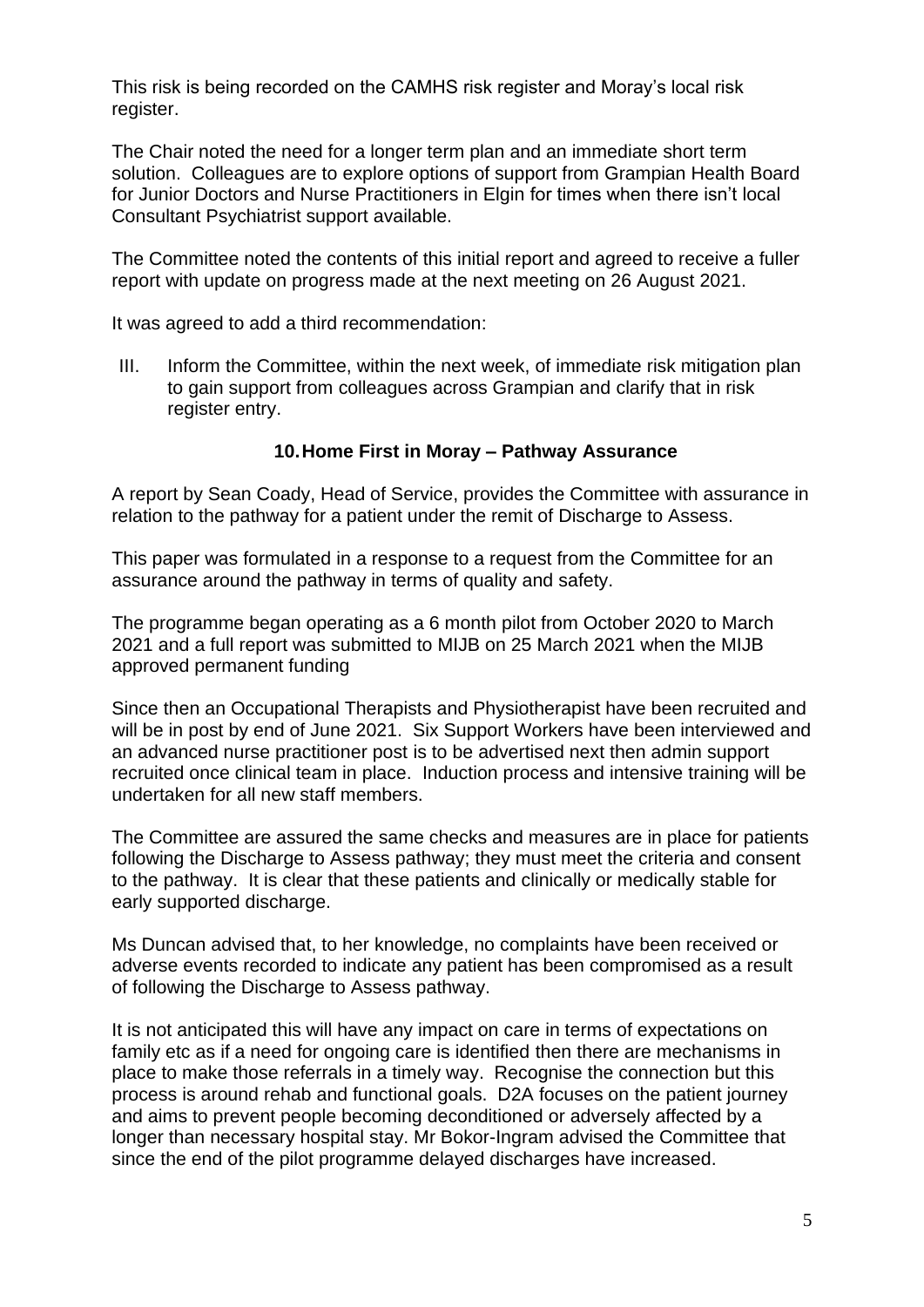This risk is being recorded on the CAMHS risk register and Moray's local risk register.

The Chair noted the need for a longer term plan and an immediate short term solution. Colleagues are to explore options of support from Grampian Health Board for Junior Doctors and Nurse Practitioners in Elgin for times when there isn't local Consultant Psychiatrist support available.

The Committee noted the contents of this initial report and agreed to receive a fuller report with update on progress made at the next meeting on 26 August 2021.

It was agreed to add a third recommendation:

III. Inform the Committee, within the next week, of immediate risk mitigation plan to gain support from colleagues across Grampian and clarify that in risk register entry.

## 10. Home First in Moray – Pathway Assurance

A report by Sean Coady, Head of Service, provides the Committee with assurance in relation to the pathway for a patient under the remit of Discharge to Assess.

This paper was formulated in a response to a request from the Committee for an assurance around the pathway in terms of quality and safety.

The programme began operating as a 6 month pilot from October 2020 to March 2021 and a full report was submitted to MIJB on 25 March 2021 when the MIJB approved permanent funding

Since then an Occupational Therapists and Physiotherapist have been recruited and will be in post by end of June 2021. Six Support Workers have been interviewed and an advanced nurse practitioner post is to be advertised next then admin support recruited once clinical team in place. Induction process and intensive training will be undertaken for all new staff members.

The Committee are assured the same checks and measures are in place for patients following the Discharge to Assess pathway; they must meet the criteria and consent to the pathway. It is clear that these patients and clinically or medically stable for early supported discharge.

Ms Duncan advised that, to her knowledge, no complaints have been received or adverse events recorded to indicate any patient has been compromised as a result of following the Discharge to Assess pathway.

It is not anticipated this will have any impact on care in terms of expectations on family etc as if a need for ongoing care is identified then there are mechanisms in place to make those referrals in a timely way. Recognise the connection but this process is around rehab and functional goals. D2A focuses on the patient journey and aims to prevent people becoming deconditioned or adversely affected by a longer than necessary hospital stay. Mr Bokor-Ingram advised the Committee that since the end of the pilot programme delayed discharges have increased.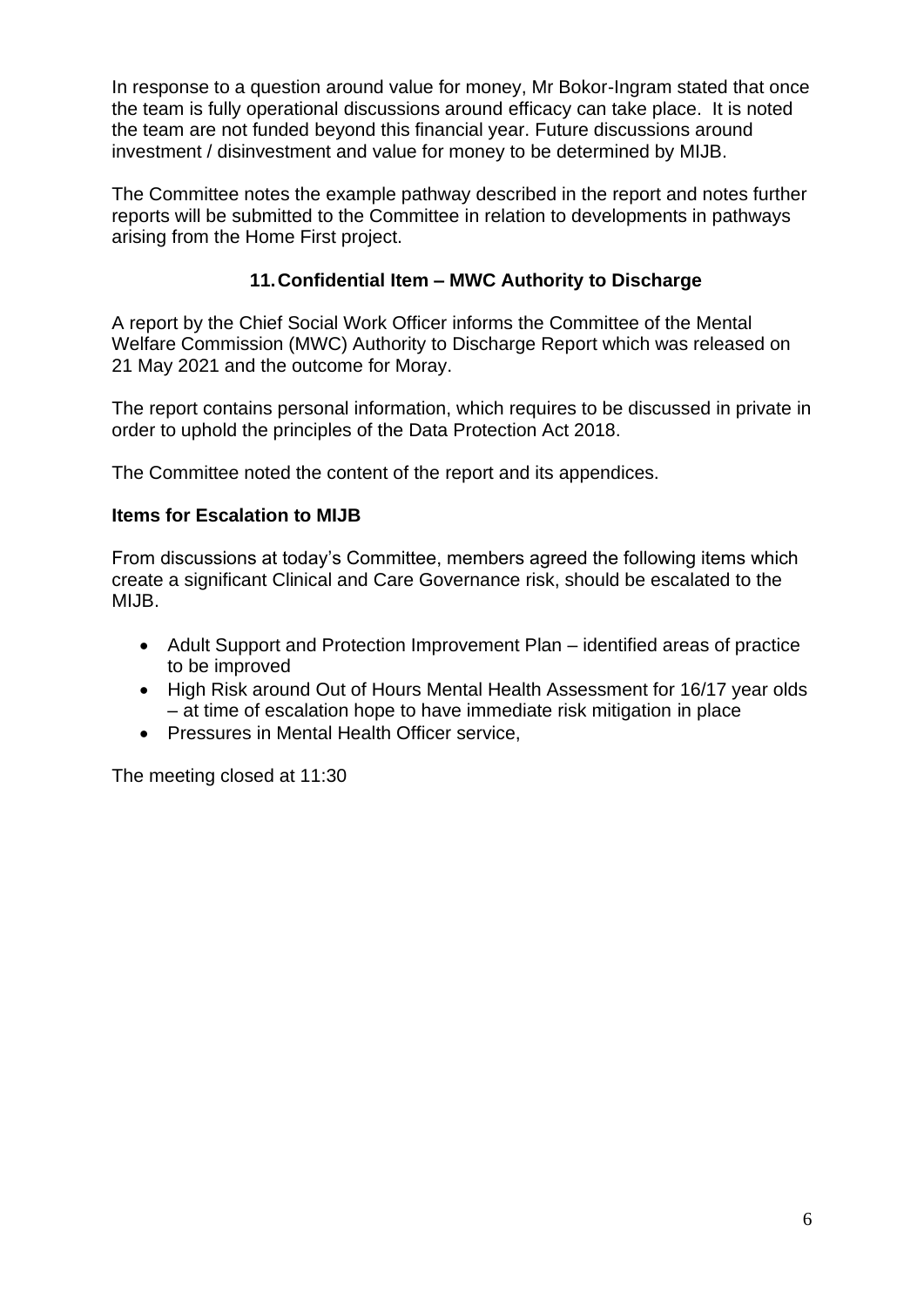In response to a question around value for money, Mr Bokor-Ingram stated that once the team is fully operational discussions around efficacy can take place. It is noted the team are not funded beyond this financial year. Future discussions around investment / disinvestment and value for money to be determined by MIJB.

The Committee notes the example pathway described in the report and notes further reports will be submitted to the Committee in relation to developments in pathways arising from the Home First project.

## 11. Confidential Item – MWC Authority to Discharge

A report by the Chief Social Work Officer informs the Committee of the Mental Welfare Commission (MWC) Authority to Discharge Report which was released on 21 May 2021 and the outcome for Moray.

The report contains personal information, which requires to be discussed in private in order to uphold the principles of the Data Protection Act 2018.

The Committee noted the content of the report and its appendices.

**Items for Escalation to MIJB**

From discussions at today's Committee, members agreed the following items which create a significant Clinical and Care Governance risk, should be escalated to the MIJB.

- Adult Support and Protection Improvement Plan – identified areas of practice to be improved
- High Risk around Out of Hours Mental Health Assessment for 16/17 year olds – at time of escalation hope to have immediate risk mitigation in place
- Pressures in Mental Health Officer service,

The meeting closed at 11:30